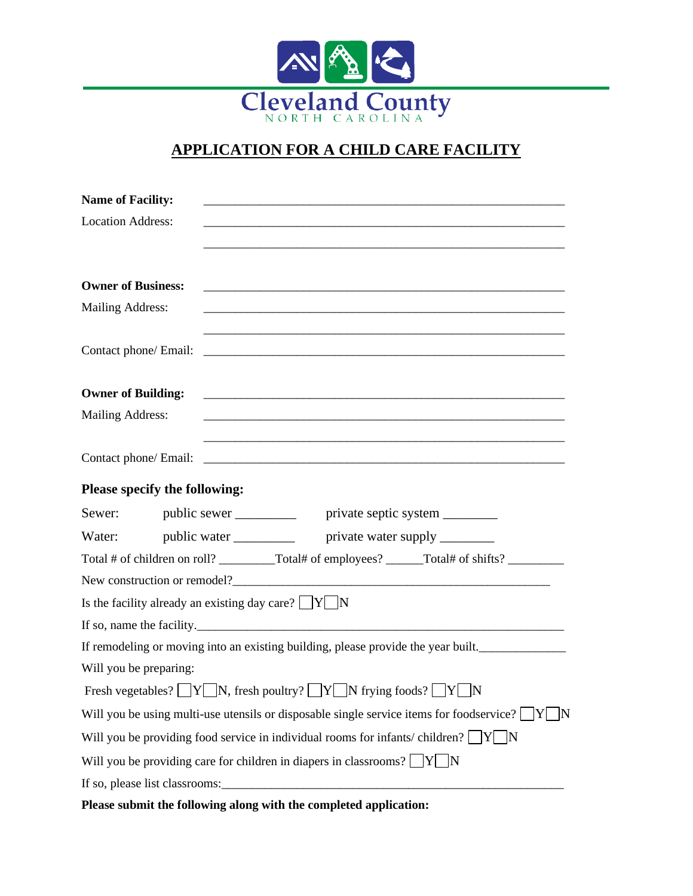Cleveland County

NORTH CAROLINA

# APPLICATION FOR A CHILD CARE FACILITY

**Name of Facility:** ____________________________________________________________

Location Address: ____________________________________________________________

____________________________________________________________

**Owner of Business:** ____________________________________________________________

Mailing Address: ____________________________________________________________

____________________________________________________________

Contact phone/ Email: ____________________________________________________________

**Owner of Building:** ____________________________________________________________

Mailing Address: ____________________________________________________________

____________________________________________________________

Contact phone/ Email: ____________________________________________________________

**Please specify the following:**

Sewer: public sewer _________ private septic system ________

Water: public water _________ private water supply ________

Total # of children on roll? _________Total# of employees? ______Total# of shifts? _________

New construction or remodel?_____________________________________________________

Is the facility already an existing day care? ☐Y☐N

If so, name the facility.______________________________________________________________

If remodeling or moving into an existing building, please provide the year built.______________

Will you be preparing:

Fresh vegetables? ☐Y☐N, fresh poultry? ☐Y☐N frying foods? ☐Y☐N

Will you be using multi-use utensils or disposable single service items for foodservice? ☐Y☐N

Will you be providing food service in individual rooms for infants/ children? ☐Y☐N

Will you be providing care for children in diapers in classrooms? ☐Y☐N

If so, please list classrooms:__________________________________________________________

**Please submit the following along with the completed application:**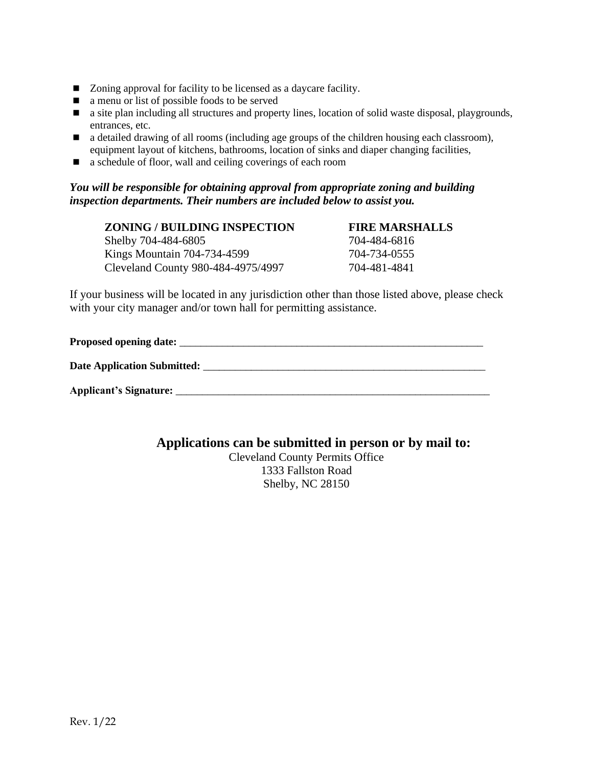- Zoning approval for facility to be licensed as a daycare facility.
- a menu or list of possible foods to be served
- a site plan including all structures and property lines, location of solid waste disposal, playgrounds, entrances, etc.
- a detailed drawing of all rooms (including age groups of the children housing each classroom), equipment layout of kitchens, bathrooms, location of sinks and diaper changing facilities,
- a schedule of floor, wall and ceiling coverings of each room

***You will be responsible for obtaining approval from appropriate zoning and building inspection departments. Their numbers are included below to assist you.***

| **ZONING / BUILDING INSPECTION** | **FIRE MARSHALLS** |
|---|---|
| Shelby 704-484-6805 | 704-484-6816 |
| Kings Mountain 704-734-4599 | 704-734-0555 |
| Cleveland County 980-484-4975/4997 | 704-481-4841 |

If your business will be located in any jurisdiction other than those listed above, please check with your city manager and/or town hall for permitting assistance.

**Proposed opening date:** ___________________________________________________________

**Date Application Submitted:** ________________________________________________________

**Applicant's Signature:** _____________________________________________________________

**Applications can be submitted in person or by mail to:**

Cleveland County Permits Office
1333 Fallston Road
Shelby, NC 28150

Rev. 1/22